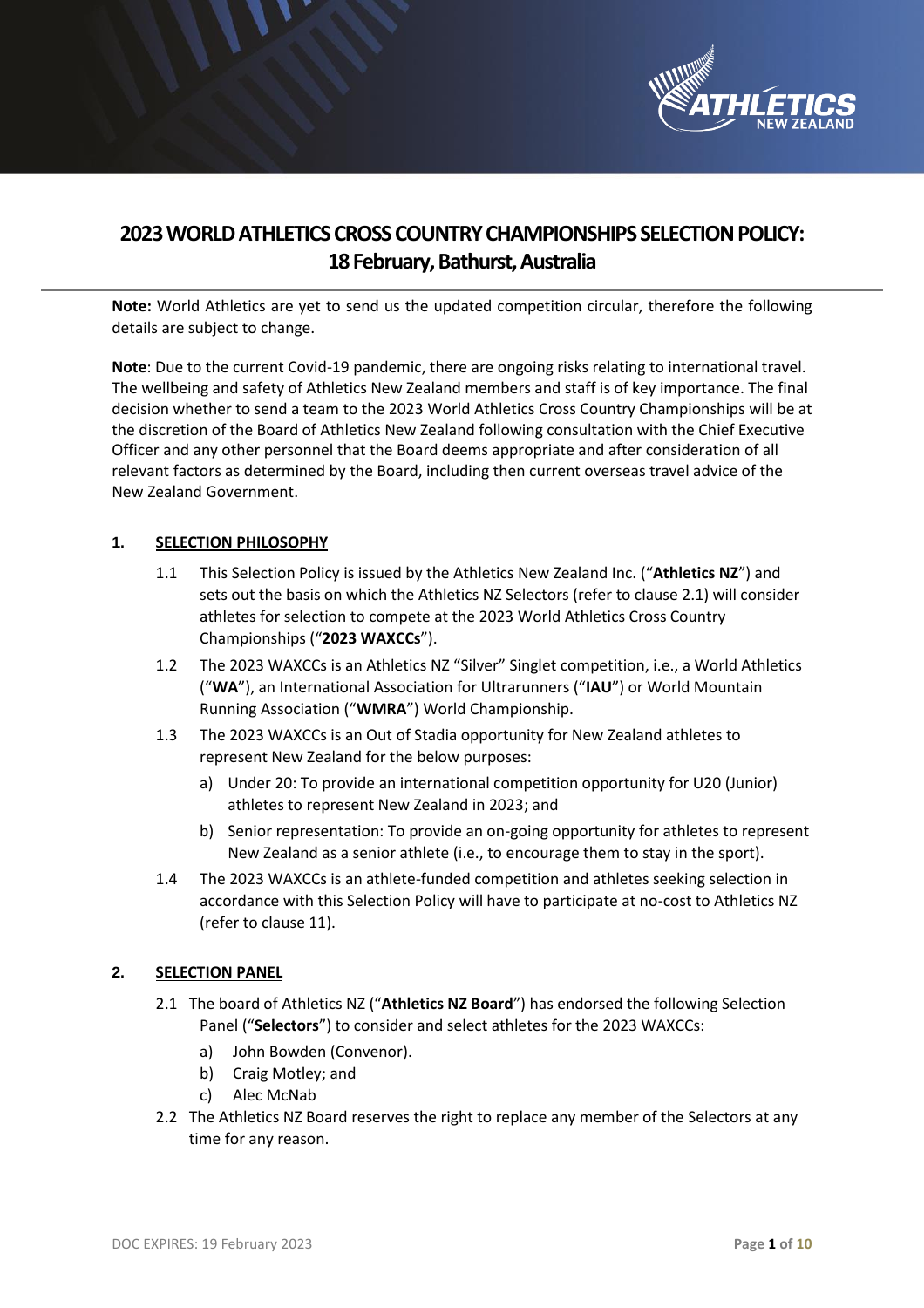# 2023 WORLD ATHLETICS CROSS COUNTRY CHAMPIONSHIPS SELECTION POLICY: 18 February, Bathurst, Australia

**Note:** World Athletics are yet to send us the updated competition circular, therefore the following details are subject to change.

**Note**: Due to the current Covid-19 pandemic, there are ongoing risks relating to international travel. The wellbeing and safety of Athletics New Zealand members and staff is of key importance. The final decision whether to send a team to the 2023 World Athletics Cross Country Championships will be at the discretion of the Board of Athletics New Zealand following consultation with the Chief Executive Officer and any other personnel that the Board deems appropriate and after consideration of all relevant factors as determined by the Board, including then current overseas travel advice of the New Zealand Government.

## 1. SELECTION PHILOSOPHY

1.1 This Selection Policy is issued by the Athletics New Zealand Inc. ("**Athletics NZ**") and sets out the basis on which the Athletics NZ Selectors (refer to clause 2.1) will consider athletes for selection to compete at the 2023 World Athletics Cross Country Championships ("**2023 WAXCCs**").

1.2 The 2023 WAXCCs is an Athletics NZ "Silver" Singlet competition, i.e., a World Athletics ("**WA**"), an International Association for Ultrarunners ("**IAU**") or World Mountain Running Association ("**WMRA**") World Championship.

1.3 The 2023 WAXCCs is an Out of Stadia opportunity for New Zealand athletes to represent New Zealand for the below purposes:

a) Under 20: To provide an international competition opportunity for U20 (Junior) athletes to represent New Zealand in 2023; and

b) Senior representation: To provide an on-going opportunity for athletes to represent New Zealand as a senior athlete (i.e., to encourage them to stay in the sport).

1.4 The 2023 WAXCCs is an athlete-funded competition and athletes seeking selection in accordance with this Selection Policy will have to participate at no-cost to Athletics NZ (refer to clause 11).

## 2. SELECTION PANEL

2.1 The board of Athletics NZ ("**Athletics NZ Board**") has endorsed the following Selection Panel ("**Selectors**") to consider and select athletes for the 2023 WAXCCs:

a) John Bowden (Convenor).

b) Craig Motley; and

c) Alec McNab

2.2 The Athletics NZ Board reserves the right to replace any member of the Selectors at any time for any reason.

DOC EXPIRES: 19 February 2023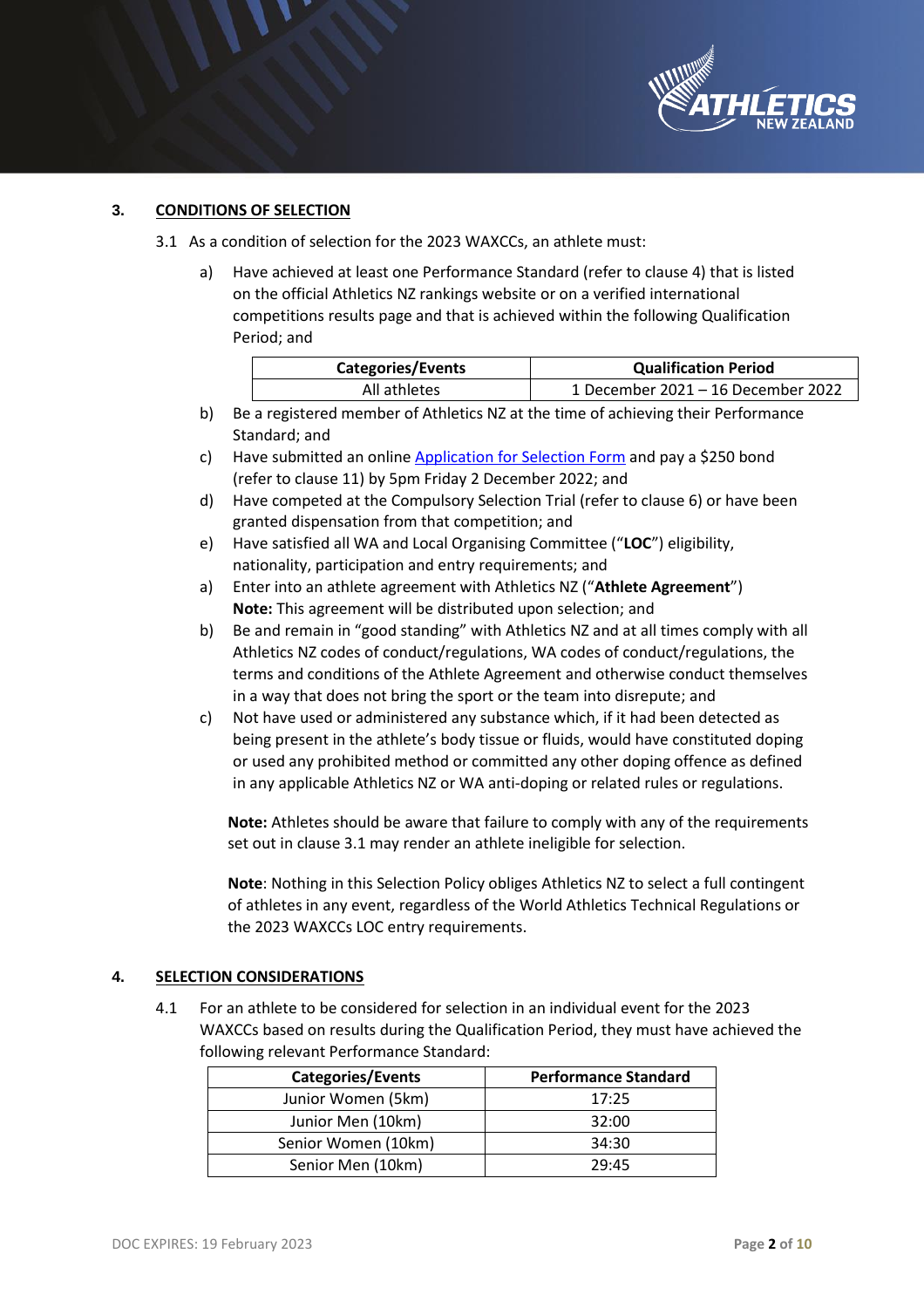## 3. CONDITIONS OF SELECTION

3.1 As a condition of selection for the 2023 WAXCCs, an athlete must:

a) Have achieved at least one Performance Standard (refer to clause 4) that is listed on the official Athletics NZ rankings website or on a verified international competitions results page and that is achieved within the following Qualification Period; and

| Categories/Events | Qualification Period |
|---|---|
| All athletes | 1 December 2021 – 16 December 2022 |

b) Be a registered member of Athletics NZ at the time of achieving their Performance Standard; and

c) Have submitted an online [Application for Selection Form] and pay a $250 bond (refer to clause 11) by 5pm Friday 2 December 2022; and

d) Have competed at the Compulsory Selection Trial (refer to clause 6) or have been granted dispensation from that competition; and

e) Have satisfied all WA and Local Organising Committee ("**LOC**") eligibility, nationality, participation and entry requirements; and

a) Enter into an athlete agreement with Athletics NZ ("**Athlete Agreement**")
**Note:** This agreement will be distributed upon selection; and

b) Be and remain in "good standing" with Athletics NZ and at all times comply with all Athletics NZ codes of conduct/regulations, WA codes of conduct/regulations, the terms and conditions of the Athlete Agreement and otherwise conduct themselves in a way that does not bring the sport or the team into disrepute; and

c) Not have used or administered any substance which, if it had been detected as being present in the athlete's body tissue or fluids, would have constituted doping or used any prohibited method or committed any other doping offence as defined in any applicable Athletics NZ or WA anti-doping or related rules or regulations.

**Note:** Athletes should be aware that failure to comply with any of the requirements set out in clause 3.1 may render an athlete ineligible for selection.

**Note**: Nothing in this Selection Policy obliges Athletics NZ to select a full contingent of athletes in any event, regardless of the World Athletics Technical Regulations or the 2023 WAXCCs LOC entry requirements.

## 4. SELECTION CONSIDERATIONS

4.1 For an athlete to be considered for selection in an individual event for the 2023 WAXCCs based on results during the Qualification Period, they must have achieved the following relevant Performance Standard:

| Categories/Events | Performance Standard |
|---|---|
| Junior Women (5km) | 17:25 |
| Junior Men (10km) | 32:00 |
| Senior Women (10km) | 34:30 |
| Senior Men (10km) | 29:45 |

DOC EXPIRES: 19 February 2023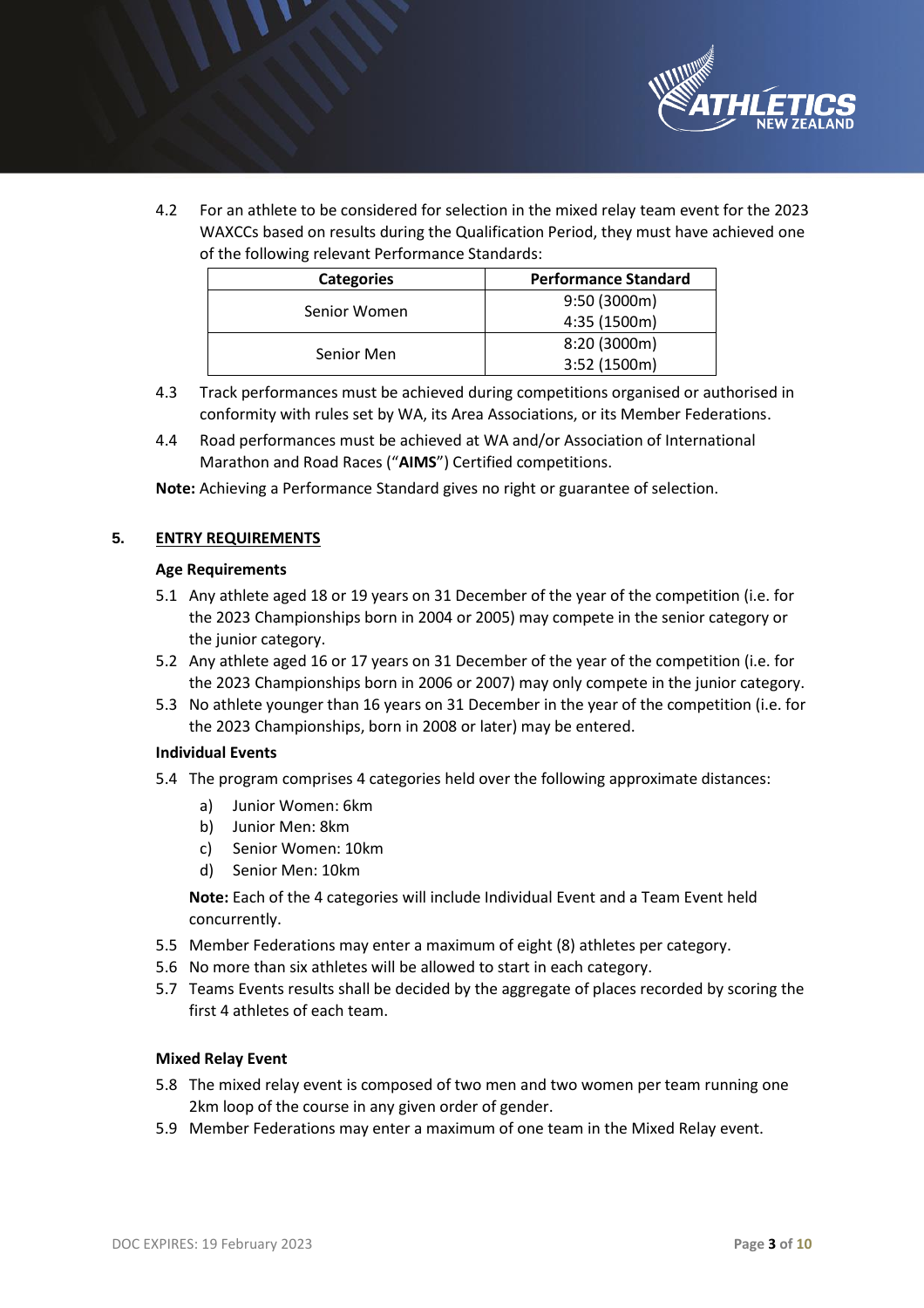4.2 For an athlete to be considered for selection in the mixed relay team event for the 2023 WAXCCs based on results during the Qualification Period, they must have achieved one of the following relevant Performance Standards:

| Categories | Performance Standard |
|---|---|
| Senior Women | 9:50 (3000m)<br>4:35 (1500m) |
| Senior Men | 8:20 (3000m)<br>3:52 (1500m) |

4.3 Track performances must be achieved during competitions organised or authorised in conformity with rules set by WA, its Area Associations, or its Member Federations.

4.4 Road performances must be achieved at WA and/or Association of International Marathon and Road Races ("**AIMS**") Certified competitions.

**Note:** Achieving a Performance Standard gives no right or guarantee of selection.

## 5. ENTRY REQUIREMENTS

**Age Requirements**

5.1 Any athlete aged 18 or 19 years on 31 December of the year of the competition (i.e. for the 2023 Championships born in 2004 or 2005) may compete in the senior category or the junior category.

5.2 Any athlete aged 16 or 17 years on 31 December of the year of the competition (i.e. for the 2023 Championships born in 2006 or 2007) may only compete in the junior category.

5.3 No athlete younger than 16 years on 31 December in the year of the competition (i.e. for the 2023 Championships, born in 2008 or later) may be entered.

**Individual Events**

5.4 The program comprises 4 categories held over the following approximate distances:

a) Junior Women: 6km
b) Junior Men: 8km
c) Senior Women: 10km
d) Senior Men: 10km

**Note:** Each of the 4 categories will include Individual Event and a Team Event held concurrently.

5.5 Member Federations may enter a maximum of eight (8) athletes per category.

5.6 No more than six athletes will be allowed to start in each category.

5.7 Teams Events results shall be decided by the aggregate of places recorded by scoring the first 4 athletes of each team.

**Mixed Relay Event**

5.8 The mixed relay event is composed of two men and two women per team running one 2km loop of the course in any given order of gender.

5.9 Member Federations may enter a maximum of one team in the Mixed Relay event.

DOC EXPIRES: 19 February 2023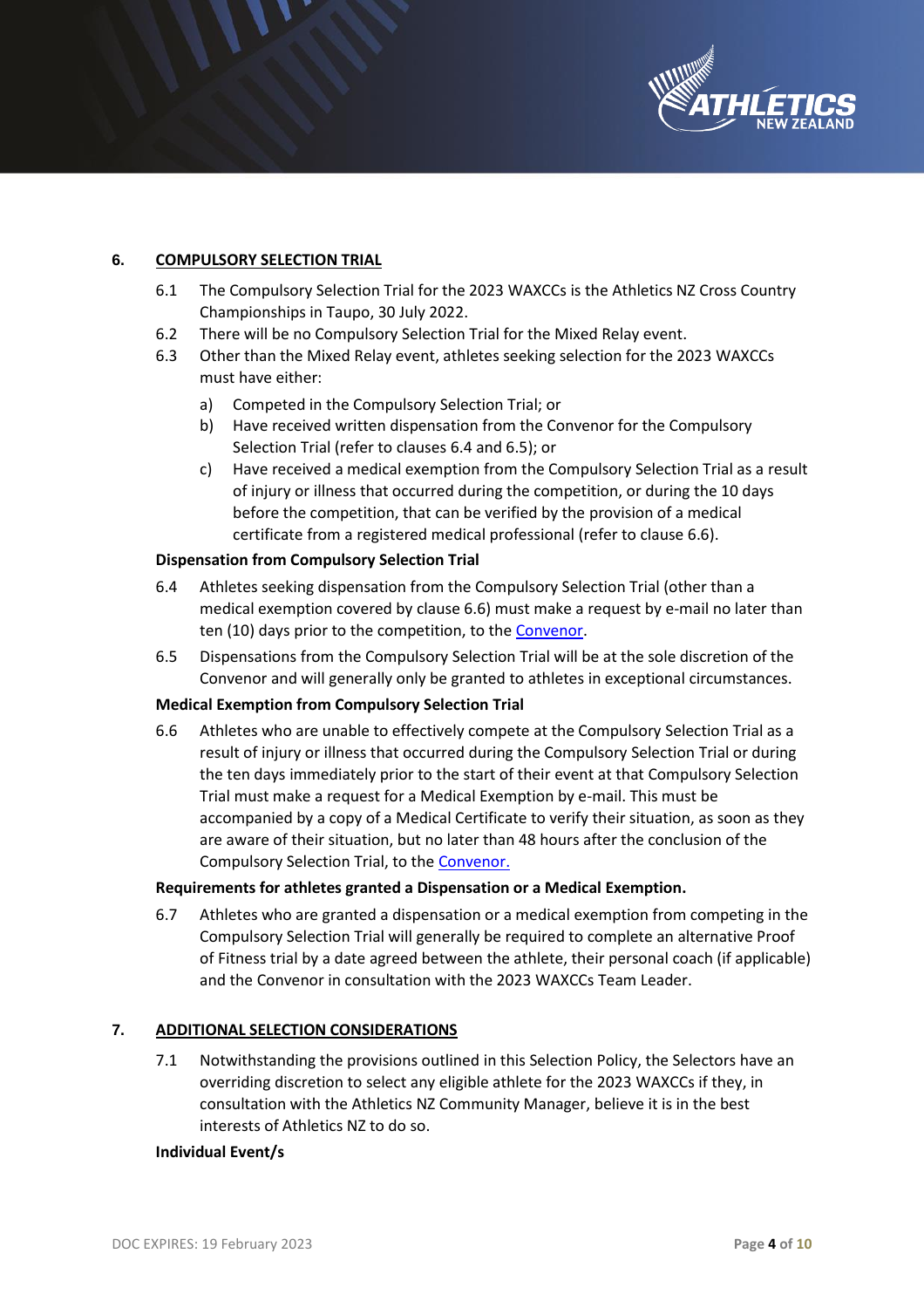## 6. COMPULSORY SELECTION TRIAL

6.1 The Compulsory Selection Trial for the 2023 WAXCCs is the Athletics NZ Cross Country Championships in Taupo, 30 July 2022.

6.2 There will be no Compulsory Selection Trial for the Mixed Relay event.

6.3 Other than the Mixed Relay event, athletes seeking selection for the 2023 WAXCCs must have either:

- a) Competed in the Compulsory Selection Trial; or
- b) Have received written dispensation from the Convenor for the Compulsory Selection Trial (refer to clauses 6.4 and 6.5); or
- c) Have received a medical exemption from the Compulsory Selection Trial as a result of injury or illness that occurred during the competition, or during the 10 days before the competition, that can be verified by the provision of a medical certificate from a registered medical professional (refer to clause 6.6).

**Dispensation from Compulsory Selection Trial**

6.4 Athletes seeking dispensation from the Compulsory Selection Trial (other than a medical exemption covered by clause 6.6) must make a request by e-mail no later than ten (10) days prior to the competition, to the Convenor.

6.5 Dispensations from the Compulsory Selection Trial will be at the sole discretion of the Convenor and will generally only be granted to athletes in exceptional circumstances.

**Medical Exemption from Compulsory Selection Trial**

6.6 Athletes who are unable to effectively compete at the Compulsory Selection Trial as a result of injury or illness that occurred during the Compulsory Selection Trial or during the ten days immediately prior to the start of their event at that Compulsory Selection Trial must make a request for a Medical Exemption by e-mail. This must be accompanied by a copy of a Medical Certificate to verify their situation, as soon as they are aware of their situation, but no later than 48 hours after the conclusion of the Compulsory Selection Trial, to the Convenor.

**Requirements for athletes granted a Dispensation or a Medical Exemption.**

6.7 Athletes who are granted a dispensation or a medical exemption from competing in the Compulsory Selection Trial will generally be required to complete an alternative Proof of Fitness trial by a date agreed between the athlete, their personal coach (if applicable) and the Convenor in consultation with the 2023 WAXCCs Team Leader.

## 7. ADDITIONAL SELECTION CONSIDERATIONS

7.1 Notwithstanding the provisions outlined in this Selection Policy, the Selectors have an overriding discretion to select any eligible athlete for the 2023 WAXCCs if they, in consultation with the Athletics NZ Community Manager, believe it is in the best interests of Athletics NZ to do so.

**Individual Event/s**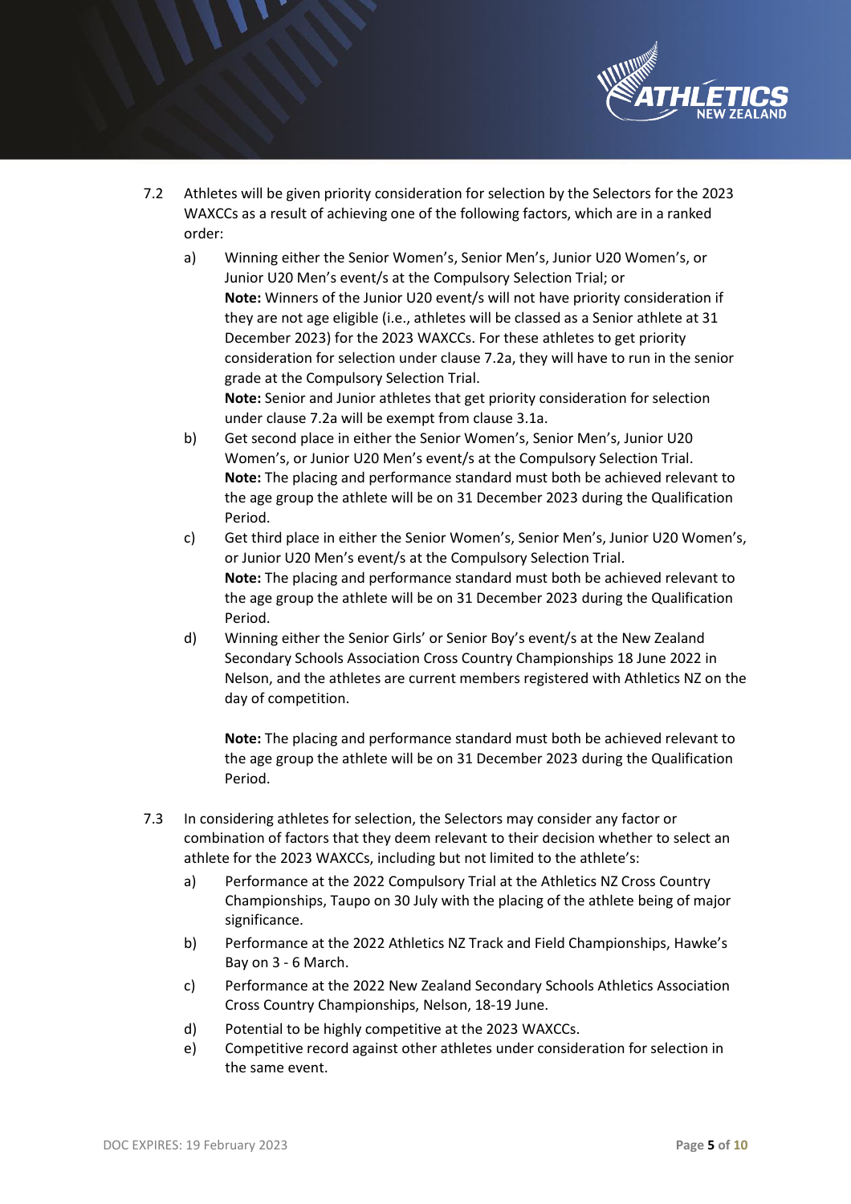7.2 Athletes will be given priority consideration for selection by the Selectors for the 2023 WAXCCs as a result of achieving one of the following factors, which are in a ranked order:

a) Winning either the Senior Women's, Senior Men's, Junior U20 Women's, or Junior U20 Men's event/s at the Compulsory Selection Trial; or
**Note:** Winners of the Junior U20 event/s will not have priority consideration if they are not age eligible (i.e., athletes will be classed as a Senior athlete at 31 December 2023) for the 2023 WAXCCs. For these athletes to get priority consideration for selection under clause 7.2a, they will have to run in the senior grade at the Compulsory Selection Trial.
**Note:** Senior and Junior athletes that get priority consideration for selection under clause 7.2a will be exempt from clause 3.1a.

b) Get second place in either the Senior Women's, Senior Men's, Junior U20 Women's, or Junior U20 Men's event/s at the Compulsory Selection Trial.
**Note:** The placing and performance standard must both be achieved relevant to the age group the athlete will be on 31 December 2023 during the Qualification Period.

c) Get third place in either the Senior Women's, Senior Men's, Junior U20 Women's, or Junior U20 Men's event/s at the Compulsory Selection Trial.
**Note:** The placing and performance standard must both be achieved relevant to the age group the athlete will be on 31 December 2023 during the Qualification Period.

d) Winning either the Senior Girls' or Senior Boy's event/s at the New Zealand Secondary Schools Association Cross Country Championships 18 June 2022 in Nelson, and the athletes are current members registered with Athletics NZ on the day of competition.

**Note:** The placing and performance standard must both be achieved relevant to the age group the athlete will be on 31 December 2023 during the Qualification Period.

7.3 In considering athletes for selection, the Selectors may consider any factor or combination of factors that they deem relevant to their decision whether to select an athlete for the 2023 WAXCCs, including but not limited to the athlete's:

a) Performance at the 2022 Compulsory Trial at the Athletics NZ Cross Country Championships, Taupo on 30 July with the placing of the athlete being of major significance.

b) Performance at the 2022 Athletics NZ Track and Field Championships, Hawke's Bay on 3 - 6 March.

c) Performance at the 2022 New Zealand Secondary Schools Athletics Association Cross Country Championships, Nelson, 18-19 June.

d) Potential to be highly competitive at the 2023 WAXCCs.

e) Competitive record against other athletes under consideration for selection in the same event.

DOC EXPIRES: 19 February 2023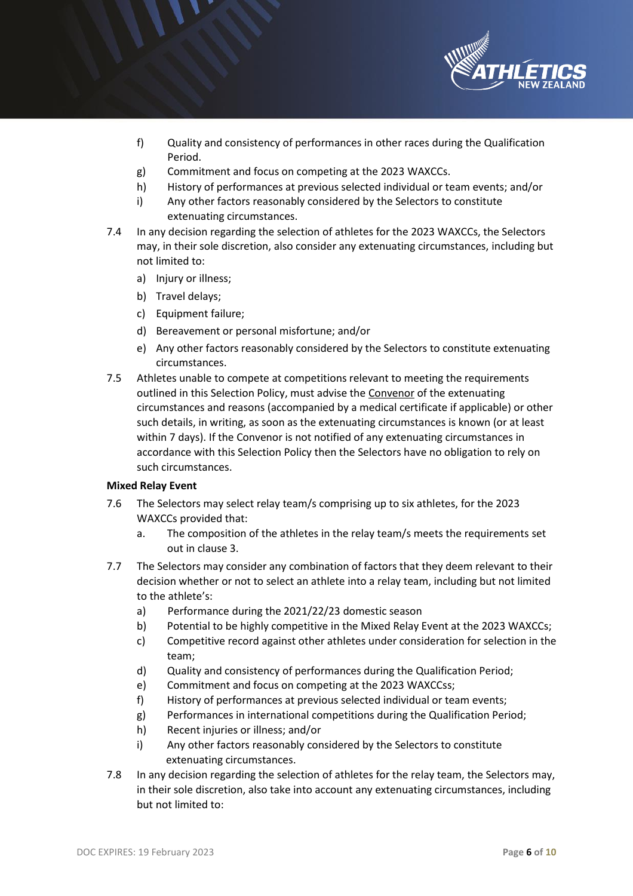f) Quality and consistency of performances in other races during the Qualification Period.

g) Commitment and focus on competing at the 2023 WAXCCs.

h) History of performances at previous selected individual or team events; and/or

i) Any other factors reasonably considered by the Selectors to constitute extenuating circumstances.

7.4 In any decision regarding the selection of athletes for the 2023 WAXCCs, the Selectors may, in their sole discretion, also consider any extenuating circumstances, including but not limited to:

a) Injury or illness;

b) Travel delays;

c) Equipment failure;

d) Bereavement or personal misfortune; and/or

e) Any other factors reasonably considered by the Selectors to constitute extenuating circumstances.

7.5 Athletes unable to compete at competitions relevant to meeting the requirements outlined in this Selection Policy, must advise the <u>Convenor</u> of the extenuating circumstances and reasons (accompanied by a medical certificate if applicable) or other such details, in writing, as soon as the extenuating circumstances is known (or at least within 7 days). If the Convenor is not notified of any extenuating circumstances in accordance with this Selection Policy then the Selectors have no obligation to rely on such circumstances.

**Mixed Relay Event**

7.6 The Selectors may select relay team/s comprising up to six athletes, for the 2023 WAXCCs provided that:

a. The composition of the athletes in the relay team/s meets the requirements set out in clause 3.

7.7 The Selectors may consider any combination of factors that they deem relevant to their decision whether or not to select an athlete into a relay team, including but not limited to the athlete's:

a) Performance during the 2021/22/23 domestic season

b) Potential to be highly competitive in the Mixed Relay Event at the 2023 WAXCCs;

c) Competitive record against other athletes under consideration for selection in the team;

d) Quality and consistency of performances during the Qualification Period;

e) Commitment and focus on competing at the 2023 WAXCCss;

f) History of performances at previous selected individual or team events;

g) Performances in international competitions during the Qualification Period;

h) Recent injuries or illness; and/or

i) Any other factors reasonably considered by the Selectors to constitute extenuating circumstances.

7.8 In any decision regarding the selection of athletes for the relay team, the Selectors may, in their sole discretion, also take into account any extenuating circumstances, including but not limited to: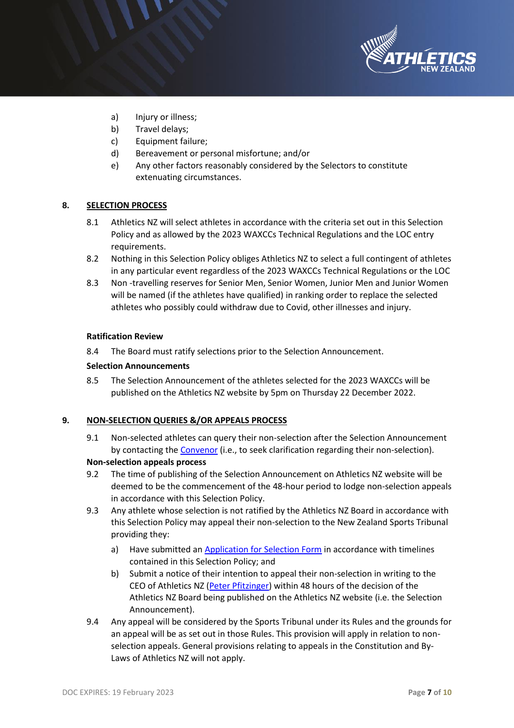a) Injury or illness;
b) Travel delays;
c) Equipment failure;
d) Bereavement or personal misfortune; and/or
e) Any other factors reasonably considered by the Selectors to constitute extenuating circumstances.

## 8. SELECTION PROCESS

8.1 Athletics NZ will select athletes in accordance with the criteria set out in this Selection Policy and as allowed by the 2023 WAXCCs Technical Regulations and the LOC entry requirements.

8.2 Nothing in this Selection Policy obliges Athletics NZ to select a full contingent of athletes in any particular event regardless of the 2023 WAXCCs Technical Regulations or the LOC

8.3 Non -travelling reserves for Senior Men, Senior Women, Junior Men and Junior Women will be named (if the athletes have qualified) in ranking order to replace the selected athletes who possibly could withdraw due to Covid, other illnesses and injury.

**Ratification Review**

8.4 The Board must ratify selections prior to the Selection Announcement.

**Selection Announcements**

8.5 The Selection Announcement of the athletes selected for the 2023 WAXCCs will be published on the Athletics NZ website by 5pm on Thursday 22 December 2022.

## 9. NON-SELECTION QUERIES &/OR APPEALS PROCESS

9.1 Non-selected athletes can query their non-selection after the Selection Announcement by contacting the Convenor (i.e., to seek clarification regarding their non-selection).

**Non-selection appeals process**

9.2 The time of publishing of the Selection Announcement on Athletics NZ website will be deemed to be the commencement of the 48-hour period to lodge non-selection appeals in accordance with this Selection Policy.

9.3 Any athlete whose selection is not ratified by the Athletics NZ Board in accordance with this Selection Policy may appeal their non-selection to the New Zealand Sports Tribunal providing they:

a) Have submitted an Application for Selection Form in accordance with timelines contained in this Selection Policy; and

b) Submit a notice of their intention to appeal their non-selection in writing to the CEO of Athletics NZ (Peter Pfitzinger) within 48 hours of the decision of the Athletics NZ Board being published on the Athletics NZ website (i.e. the Selection Announcement).

9.4 Any appeal will be considered by the Sports Tribunal under its Rules and the grounds for an appeal will be as set out in those Rules. This provision will apply in relation to non-selection appeals. General provisions relating to appeals in the Constitution and By-Laws of Athletics NZ will not apply.

DOC EXPIRES: 19 February 2023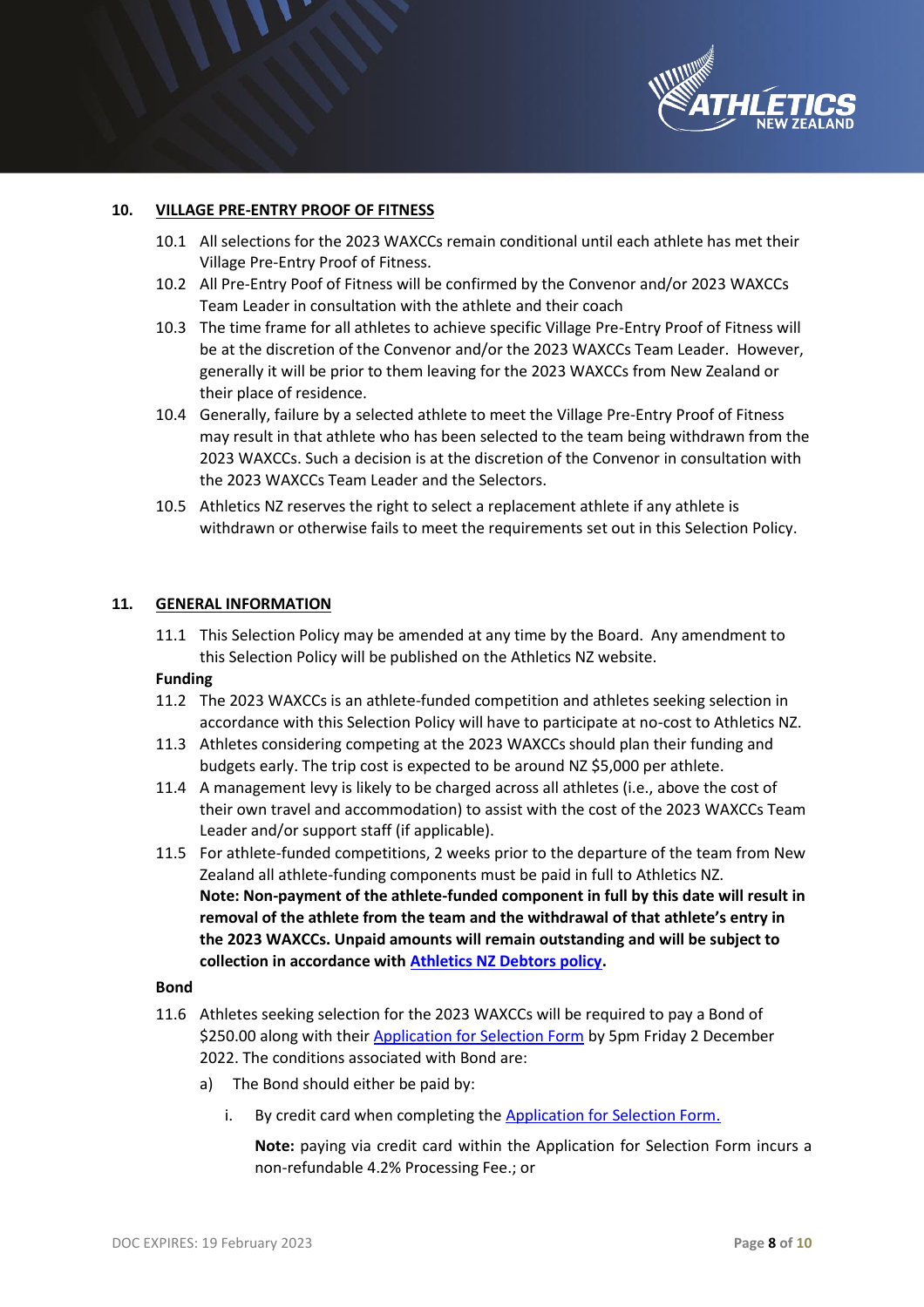## 10. VILLAGE PRE-ENTRY PROOF OF FITNESS

10.1 All selections for the 2023 WAXCCs remain conditional until each athlete has met their Village Pre-Entry Proof of Fitness.

10.2 All Pre-Entry Poof of Fitness will be confirmed by the Convenor and/or 2023 WAXCCs Team Leader in consultation with the athlete and their coach

10.3 The time frame for all athletes to achieve specific Village Pre-Entry Proof of Fitness will be at the discretion of the Convenor and/or the 2023 WAXCCs Team Leader. However, generally it will be prior to them leaving for the 2023 WAXCCs from New Zealand or their place of residence.

10.4 Generally, failure by a selected athlete to meet the Village Pre-Entry Proof of Fitness may result in that athlete who has been selected to the team being withdrawn from the 2023 WAXCCs. Such a decision is at the discretion of the Convenor in consultation with the 2023 WAXCCs Team Leader and the Selectors.

10.5 Athletics NZ reserves the right to select a replacement athlete if any athlete is withdrawn or otherwise fails to meet the requirements set out in this Selection Policy.

## 11. GENERAL INFORMATION

11.1 This Selection Policy may be amended at any time by the Board. Any amendment to this Selection Policy will be published on the Athletics NZ website.

**Funding**

11.2 The 2023 WAXCCs is an athlete-funded competition and athletes seeking selection in accordance with this Selection Policy will have to participate at no-cost to Athletics NZ.

11.3 Athletes considering competing at the 2023 WAXCCs should plan their funding and budgets early. The trip cost is expected to be around NZ $5,000 per athlete.

11.4 A management levy is likely to be charged across all athletes (i.e., above the cost of their own travel and accommodation) to assist with the cost of the 2023 WAXCCs Team Leader and/or support staff (if applicable).

11.5 For athlete-funded competitions, 2 weeks prior to the departure of the team from New Zealand all athlete-funding components must be paid in full to Athletics NZ.
**Note: Non-payment of the athlete-funded component in full by this date will result in removal of the athlete from the team and the withdrawal of that athlete's entry in the 2023 WAXCCs. Unpaid amounts will remain outstanding and will be subject to collection in accordance with Athletics NZ Debtors policy.**

**Bond**

11.6 Athletes seeking selection for the 2023 WAXCCs will be required to pay a Bond of $250.00 along with their Application for Selection Form by 5pm Friday 2 December 2022. The conditions associated with Bond are:

a) The Bond should either be paid by:

i. By credit card when completing the Application for Selection Form.

**Note:** paying via credit card within the Application for Selection Form incurs a non-refundable 4.2% Processing Fee.; or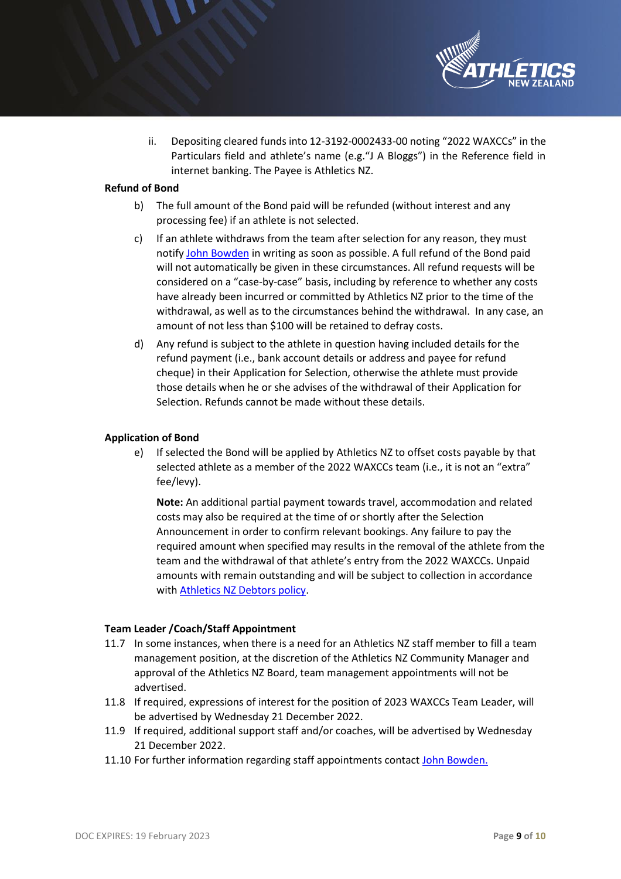ii. Depositing cleared funds into 12-3192-0002433-00 noting “2022 WAXCCs” in the Particulars field and athlete’s name (e.g.“J A Bloggs”) in the Reference field in internet banking. The Payee is Athletics NZ.

**Refund of Bond**

b) The full amount of the Bond paid will be refunded (without interest and any processing fee) if an athlete is not selected.

c) If an athlete withdraws from the team after selection for any reason, they must notify John Bowden in writing as soon as possible. A full refund of the Bond paid will not automatically be given in these circumstances. All refund requests will be considered on a “case-by-case” basis, including by reference to whether any costs have already been incurred or committed by Athletics NZ prior to the time of the withdrawal, as well as to the circumstances behind the withdrawal. In any case, an amount of not less than $100 will be retained to defray costs.

d) Any refund is subject to the athlete in question having included details for the refund payment (i.e., bank account details or address and payee for refund cheque) in their Application for Selection, otherwise the athlete must provide those details when he or she advises of the withdrawal of their Application for Selection. Refunds cannot be made without these details.

**Application of Bond**

e) If selected the Bond will be applied by Athletics NZ to offset costs payable by that selected athlete as a member of the 2022 WAXCCs team (i.e., it is not an “extra” fee/levy).

**Note:** An additional partial payment towards travel, accommodation and related costs may also be required at the time of or shortly after the Selection Announcement in order to confirm relevant bookings. Any failure to pay the required amount when specified may results in the removal of the athlete from the team and the withdrawal of that athlete’s entry from the 2022 WAXCCs. Unpaid amounts with remain outstanding and will be subject to collection in accordance with Athletics NZ Debtors policy.

**Team Leader /Coach/Staff Appointment**

11.7 In some instances, when there is a need for an Athletics NZ staff member to fill a team management position, at the discretion of the Athletics NZ Community Manager and approval of the Athletics NZ Board, team management appointments will not be advertised.

11.8 If required, expressions of interest for the position of 2023 WAXCCs Team Leader, will be advertised by Wednesday 21 December 2022.

11.9 If required, additional support staff and/or coaches, will be advertised by Wednesday 21 December 2022.

11.10 For further information regarding staff appointments contact John Bowden.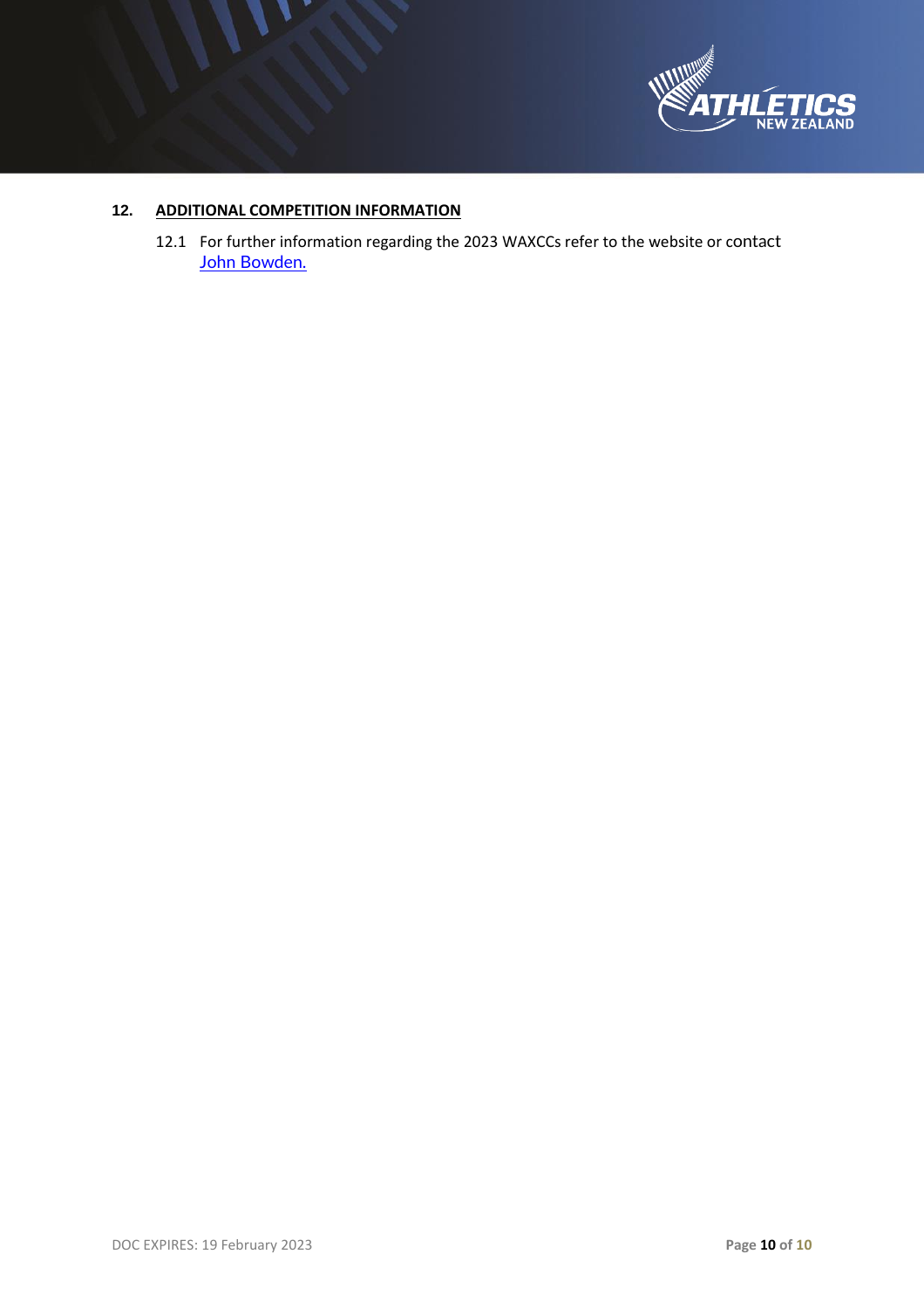## 12. ADDITIONAL COMPETITION INFORMATION

12.1 For further information regarding the 2023 WAXCCs refer to the website or contact John Bowden.